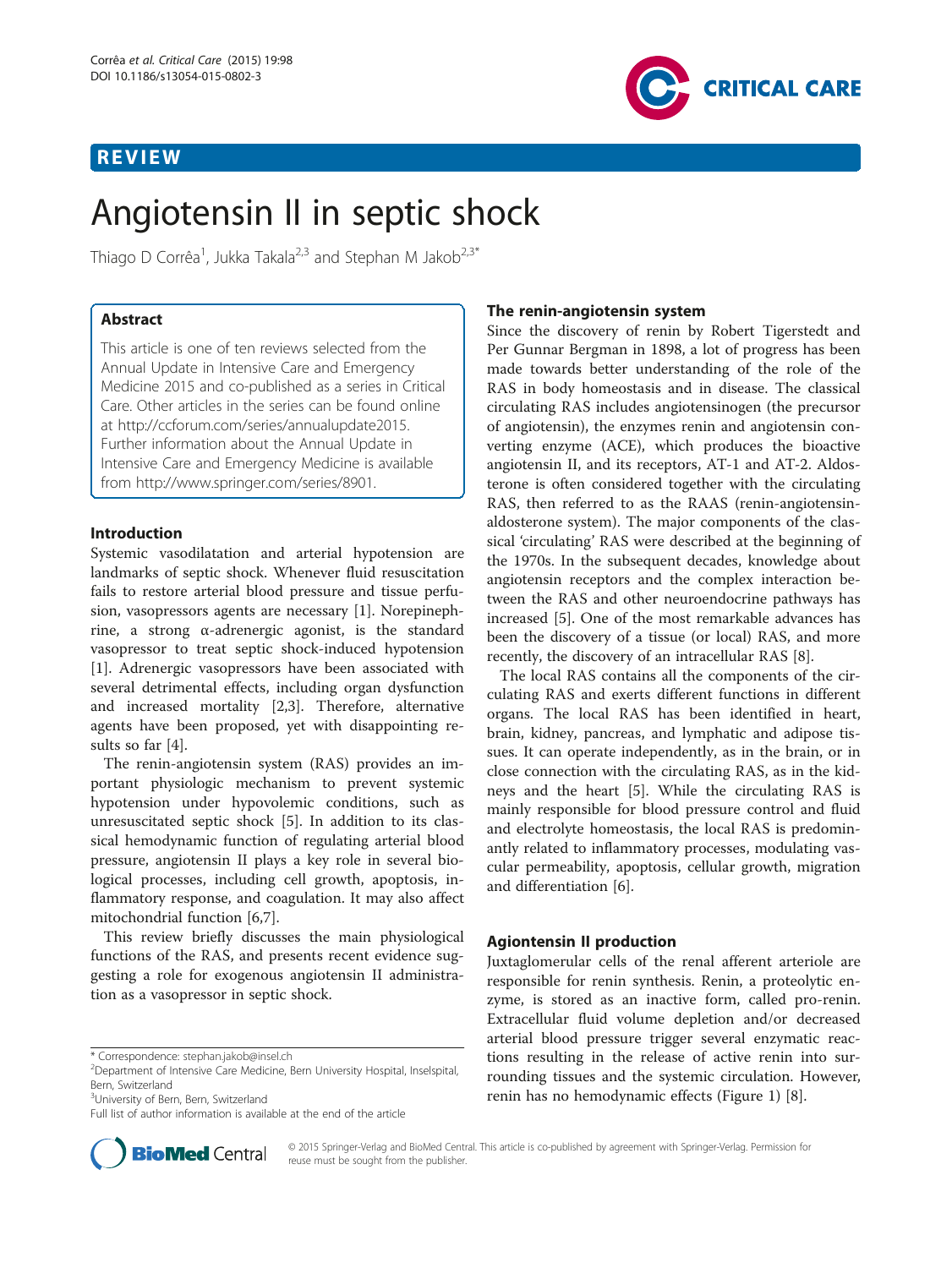REVIEW

# Angiotensin II in septic shock

Thiago D Corrêa[1], Jukka Takala[2,3] and Stephan M Jakob[2,3*]

## Abstract

This article is one of ten reviews selected from the Annual Update in Intensive Care and Emergency Medicine 2015 and co-published as a series in Critical Care. Other articles in the series can be found online at http://ccforum.com/series/annualupdate2015. Further information about the Annual Update in Intensive Care and Emergency Medicine is available from http://www.springer.com/series/8901.

## Introduction

Systemic vasodilatation and arterial hypotension are landmarks of septic shock. Whenever fluid resuscitation fails to restore arterial blood pressure and tissue perfusion, vasopressors agents are necessary [1]. Norepinephrine, a strong α-adrenergic agonist, is the standard vasopressor to treat septic shock-induced hypotension [1]. Adrenergic vasopressors have been associated with several detrimental effects, including organ dysfunction and increased mortality [2,3]. Therefore, alternative agents have been proposed, yet with disappointing results so far [4].

The renin-angiotensin system (RAS) provides an important physiologic mechanism to prevent systemic hypotension under hypovolemic conditions, such as unresuscitated septic shock [5]. In addition to its classical hemodynamic function of regulating arterial blood pressure, angiotensin II plays a key role in several biological processes, including cell growth, apoptosis, inflammatory response, and coagulation. It may also affect mitochondrial function [6,7].

This review briefly discusses the main physiological functions of the RAS, and presents recent evidence suggesting a role for exogenous angiotensin II administration as a vasopressor in septic shock.

## The renin-angiotensin system

Since the discovery of renin by Robert Tigerstedt and Per Gunnar Bergman in 1898, a lot of progress has been made towards better understanding of the role of the RAS in body homeostasis and in disease. The classical circulating RAS includes angiotensinogen (the precursor of angiotensin), the enzymes renin and angiotensin converting enzyme (ACE), which produces the bioactive angiotensin II, and its receptors, AT-1 and AT-2. Aldosterone is often considered together with the circulating RAS, then referred to as the RAAS (renin-angiotensin-aldosterone system). The major components of the classical 'circulating' RAS were described at the beginning of the 1970s. In the subsequent decades, knowledge about angiotensin receptors and the complex interaction between the RAS and other neuroendocrine pathways has increased [5]. One of the most remarkable advances has been the discovery of a tissue (or local) RAS, and more recently, the discovery of an intracellular RAS [8].

The local RAS contains all the components of the circulating RAS and exerts different functions in different organs. The local RAS has been identified in heart, brain, kidney, pancreas, and lymphatic and adipose tissues. It can operate independently, as in the brain, or in close connection with the circulating RAS, as in the kidneys and the heart [5]. While the circulating RAS is mainly responsible for blood pressure control and fluid and electrolyte homeostasis, the local RAS is predominantly related to inflammatory processes, modulating vascular permeability, apoptosis, cellular growth, migration and differentiation [6].

## Agiontensin II production

Juxtaglomerular cells of the renal afferent arteriole are responsible for renin synthesis. Renin, a proteolytic enzyme, is stored as an inactive form, called pro-renin. Extracellular fluid volume depletion and/or decreased arterial blood pressure trigger several enzymatic reactions resulting in the release of active renin into surrounding tissues and the systemic circulation. However, renin has no hemodynamic effects (Figure 1) [8].

* Correspondence: stephan.jakob@insel.ch
[2]Department of Intensive Care Medicine, Bern University Hospital, Inselspital, Bern, Switzerland
[3]University of Bern, Bern, Switzerland
Full list of author information is available at the end of the article

© 2015 Springer-Verlag and BioMed Central. This article is co-published by agreement with Springer-Verlag. Permission for reuse must be sought from the publisher.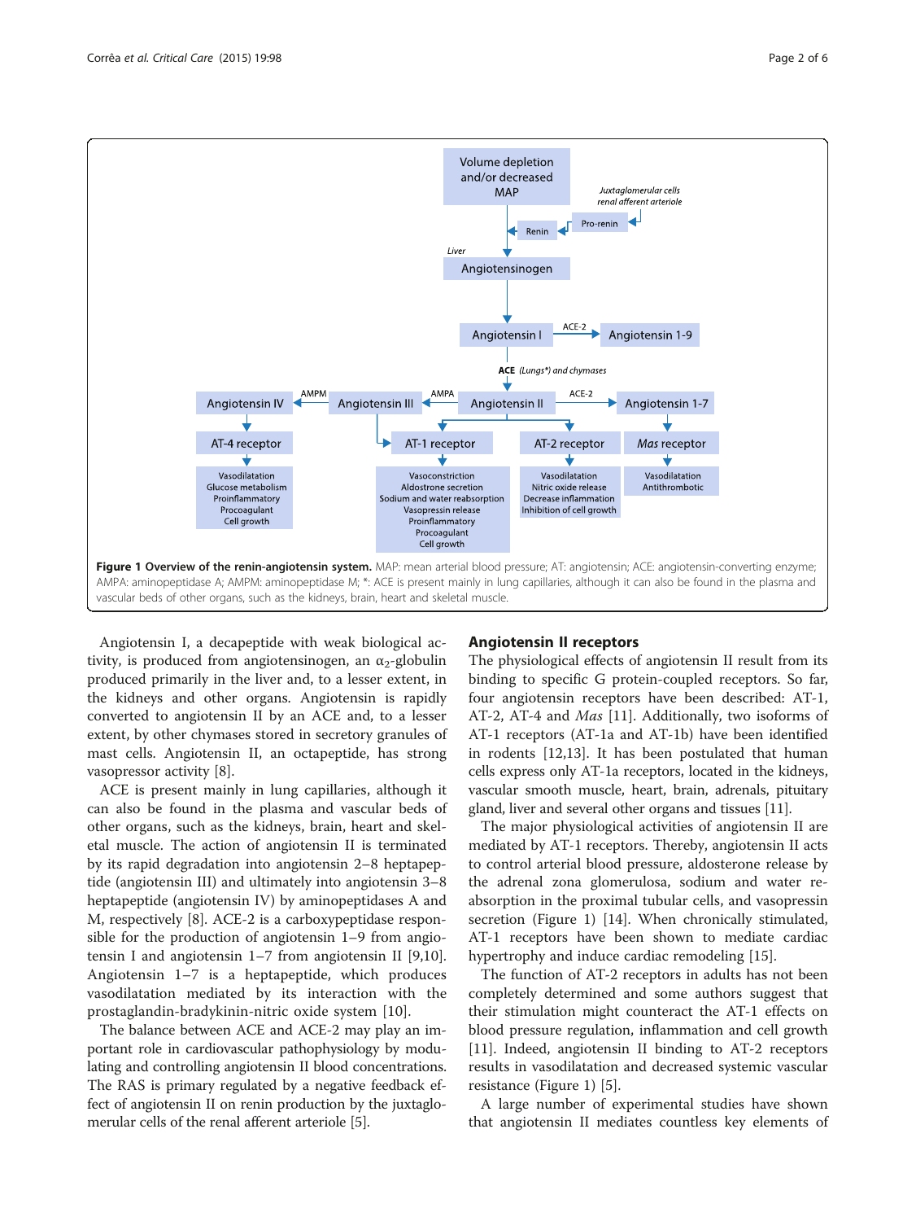**Figure 1 Overview of the renin-angiotensin system.** MAP: mean arterial blood pressure; AT: angiotensin; ACE: angiotensin-converting enzyme; AMPA: aminopeptidase A; AMPM: aminopeptidase M; *: ACE is present mainly in lung capillaries, although it can also be found in the plasma and vascular beds of other organs, such as the kidneys, brain, heart and skeletal muscle.

Angiotensin I, a decapeptide with weak biological activity, is produced from angiotensinogen, an $\alpha_2$-globulin produced primarily in the liver and, to a lesser extent, in the kidneys and other organs. Angiotensin is rapidly converted to angiotensin II by an ACE and, to a lesser extent, by other chymases stored in secretory granules of mast cells. Angiotensin II, an octapeptide, has strong vasopressor activity [8].

ACE is present mainly in lung capillaries, although it can also be found in the plasma and vascular beds of other organs, such as the kidneys, brain, heart and skeletal muscle. The action of angiotensin II is terminated by its rapid degradation into angiotensin 2–8 heptapeptide (angiotensin III) and ultimately into angiotensin 3–8 heptapeptide (angiotensin IV) by aminopeptidases A and M, respectively [8]. ACE-2 is a carboxypeptidase responsible for the production of angiotensin 1–9 from angiotensin I and angiotensin 1–7 from angiotensin II [9,10]. Angiotensin 1–7 is a heptapeptide, which produces vasodilatation mediated by its interaction with the prostaglandin-bradykinin-nitric oxide system [10].

The balance between ACE and ACE-2 may play an important role in cardiovascular pathophysiology by modulating and controlling angiotensin II blood concentrations. The RAS is primary regulated by a negative feedback effect of angiotensin II on renin production by the juxtaglomerular cells of the renal afferent arteriole [5].

## Angiotensin II receptors

The physiological effects of angiotensin II result from its binding to specific G protein-coupled receptors. So far, four angiotensin receptors have been described: AT-1, AT-2, AT-4 and *Mas* [11]. Additionally, two isoforms of AT-1 receptors (AT-1a and AT-1b) have been identified in rodents [12,13]. It has been postulated that human cells express only AT-1a receptors, located in the kidneys, vascular smooth muscle, heart, brain, adrenals, pituitary gland, liver and several other organs and tissues [11].

The major physiological activities of angiotensin II are mediated by AT-1 receptors. Thereby, angiotensin II acts to control arterial blood pressure, aldosterone release by the adrenal zona glomerulosa, sodium and water reabsorption in the proximal tubular cells, and vasopressin secretion (Figure 1) [14]. When chronically stimulated, AT-1 receptors have been shown to mediate cardiac hypertrophy and induce cardiac remodeling [15].

The function of AT-2 receptors in adults has not been completely determined and some authors suggest that their stimulation might counteract the AT-1 effects on blood pressure regulation, inflammation and cell growth [11]. Indeed, angiotensin II binding to AT-2 receptors results in vasodilatation and decreased systemic vascular resistance (Figure 1) [5].

A large number of experimental studies have shown that angiotensin II mediates countless key elements of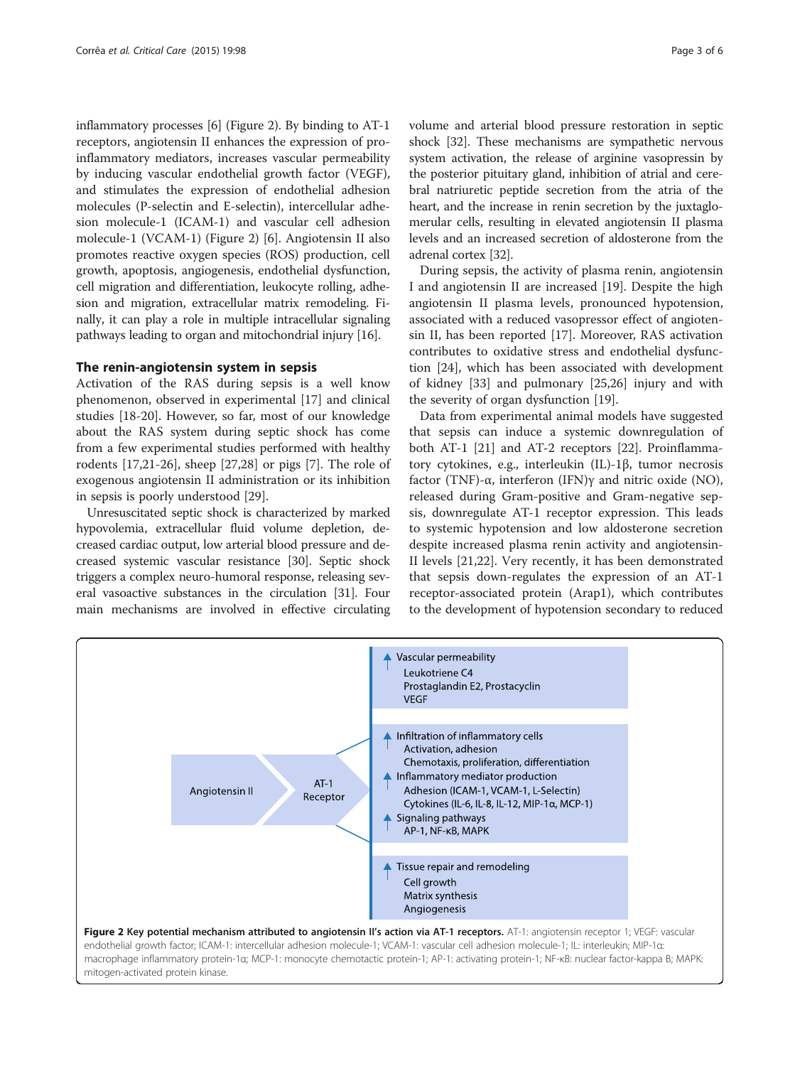inflammatory processes [6] (Figure 2). By binding to AT-1 receptors, angiotensin II enhances the expression of pro-inflammatory mediators, increases vascular permeability by inducing vascular endothelial growth factor (VEGF), and stimulates the expression of endothelial adhesion molecules (P-selectin and E-selectin), intercellular adhesion molecule-1 (ICAM-1) and vascular cell adhesion molecule-1 (VCAM-1) (Figure 2) [6]. Angiotensin II also promotes reactive oxygen species (ROS) production, cell growth, apoptosis, angiogenesis, endothelial dysfunction, cell migration and differentiation, leukocyte rolling, adhesion and migration, extracellular matrix remodeling. Finally, it can play a role in multiple intracellular signaling pathways leading to organ and mitochondrial injury [16].

## The renin-angiotensin system in sepsis

Activation of the RAS during sepsis is a well know phenomenon, observed in experimental [17] and clinical studies [18-20]. However, so far, most of our knowledge about the RAS system during septic shock has come from a few experimental studies performed with healthy rodents [17,21-26], sheep [27,28] or pigs [7]. The role of exogenous angiotensin II administration or its inhibition in sepsis is poorly understood [29].

Unresuscitated septic shock is characterized by marked hypovolemia, extracellular fluid volume depletion, decreased cardiac output, low arterial blood pressure and decreased systemic vascular resistance [30]. Septic shock triggers a complex neuro-humoral response, releasing several vasoactive substances in the circulation [31]. Four main mechanisms are involved in effective circulating volume and arterial blood pressure restoration in septic shock [32]. These mechanisms are sympathetic nervous system activation, the release of arginine vasopressin by the posterior pituitary gland, inhibition of atrial and cerebral natriuretic peptide secretion from the atria of the heart, and the increase in renin secretion by the juxtaglomerular cells, resulting in elevated angiotensin II plasma levels and an increased secretion of aldosterone from the adrenal cortex [32].

During sepsis, the activity of plasma renin, angiotensin I and angiotensin II are increased [19]. Despite the high angiotensin II plasma levels, pronounced hypotension, associated with a reduced vasopressor effect of angiotensin II, has been reported [17]. Moreover, RAS activation contributes to oxidative stress and endothelial dysfunction [24], which has been associated with development of kidney [33] and pulmonary [25,26] injury and with the severity of organ dysfunction [19].

Data from experimental animal models have suggested that sepsis can induce a systemic downregulation of both AT-1 [21] and AT-2 receptors [22]. Proinflammatory cytokines, e.g., interleukin (IL)-1β, tumor necrosis factor (TNF)-α, interferon (IFN)γ and nitric oxide (NO), released during Gram-positive and Gram-negative sepsis, downregulate AT-1 receptor expression. This leads to systemic hypotension and low aldosterone secretion despite increased plasma renin activity and angiotensin-II levels [21,22]. Very recently, it has been demonstrated that sepsis down-regulates the expression of an AT-1 receptor-associated protein (Arap1), which contributes to the development of hypotension secondary to reduced

Angiotensin II → AT-1 Receptor

- ↑ Vascular permeability
  - Leukotriene C4
  - Prostaglandin E2, Prostacyclin
  - VEGF
- ↑ Infiltration of inflammatory cells
  - Activation, adhesion
  - Chemotaxis, proliferation, differentiation
- ↑ Inflammatory mediator production
  - Adhesion (ICAM-1, VCAM-1, L-Selectin)
  - Cytokines (IL-6, IL-8, IL-12, MIP-1α, MCP-1)
- ↑ Signaling pathways
  - AP-1, NF-κB, MAPK
- ↑ Tissue repair and remodeling
  - Cell growth
  - Matrix synthesis
  - Angiogenesis

**Figure 2 Key potential mechanism attributed to angiotensin II's action via AT-1 receptors.** AT-1: angiotensin receptor 1; VEGF: vascular endothelial growth factor; ICAM-1: intercellular adhesion molecule-1; VCAM-1: vascular cell adhesion molecule-1; IL: interleukin; MIP-1α: macrophage inflammatory protein-1α; MCP-1: monocyte chemotactic protein-1; AP-1: activating protein-1; NF-κB: nuclear factor-kappa B; MAPK: mitogen-activated protein kinase.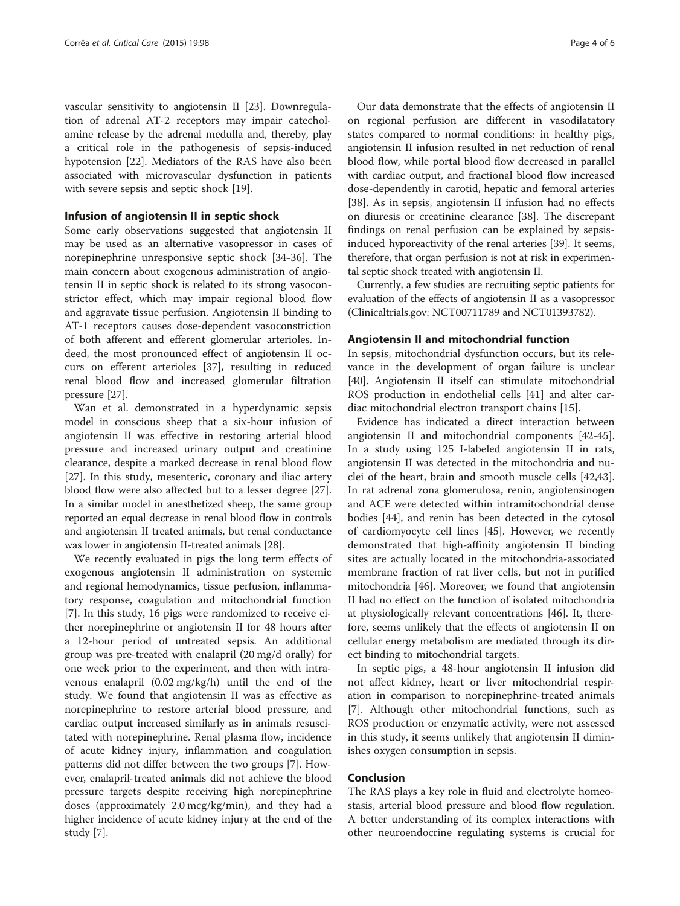vascular sensitivity to angiotensin II [23]. Downregulation of adrenal AT-2 receptors may impair catecholamine release by the adrenal medulla and, thereby, play a critical role in the pathogenesis of sepsis-induced hypotension [22]. Mediators of the RAS have also been associated with microvascular dysfunction in patients with severe sepsis and septic shock [19].

## Infusion of angiotensin II in septic shock

Some early observations suggested that angiotensin II may be used as an alternative vasopressor in cases of norepinephrine unresponsive septic shock [34-36]. The main concern about exogenous administration of angiotensin II in septic shock is related to its strong vasoconstrictor effect, which may impair regional blood flow and aggravate tissue perfusion. Angiotensin II binding to AT-1 receptors causes dose-dependent vasoconstriction of both afferent and efferent glomerular arterioles. Indeed, the most pronounced effect of angiotensin II occurs on efferent arterioles [37], resulting in reduced renal blood flow and increased glomerular filtration pressure [27].

Wan et al. demonstrated in a hyperdynamic sepsis model in conscious sheep that a six-hour infusion of angiotensin II was effective in restoring arterial blood pressure and increased urinary output and creatinine clearance, despite a marked decrease in renal blood flow [27]. In this study, mesenteric, coronary and iliac artery blood flow were also affected but to a lesser degree [27]. In a similar model in anesthetized sheep, the same group reported an equal decrease in renal blood flow in controls and angiotensin II treated animals, but renal conductance was lower in angiotensin II-treated animals [28].

We recently evaluated in pigs the long term effects of exogenous angiotensin II administration on systemic and regional hemodynamics, tissue perfusion, inflammatory response, coagulation and mitochondrial function [7]. In this study, 16 pigs were randomized to receive either norepinephrine or angiotensin II for 48 hours after a 12-hour period of untreated sepsis. An additional group was pre-treated with enalapril (20 mg/d orally) for one week prior to the experiment, and then with intravenous enalapril (0.02 mg/kg/h) until the end of the study. We found that angiotensin II was as effective as norepinephrine to restore arterial blood pressure, and cardiac output increased similarly as in animals resuscitated with norepinephrine. Renal plasma flow, incidence of acute kidney injury, inflammation and coagulation patterns did not differ between the two groups [7]. However, enalapril-treated animals did not achieve the blood pressure targets despite receiving high norepinephrine doses (approximately 2.0 mcg/kg/min), and they had a higher incidence of acute kidney injury at the end of the study [7].

Our data demonstrate that the effects of angiotensin II on regional perfusion are different in vasodilatatory states compared to normal conditions: in healthy pigs, angiotensin II infusion resulted in net reduction of renal blood flow, while portal blood flow decreased in parallel with cardiac output, and fractional blood flow increased dose-dependently in carotid, hepatic and femoral arteries [38]. As in sepsis, angiotensin II infusion had no effects on diuresis or creatinine clearance [38]. The discrepant findings on renal perfusion can be explained by sepsis-induced hyporeactivity of the renal arteries [39]. It seems, therefore, that organ perfusion is not at risk in experimental septic shock treated with angiotensin II.

Currently, a few studies are recruiting septic patients for evaluation of the effects of angiotensin II as a vasopressor (Clinicaltrials.gov: NCT00711789 and NCT01393782).

## Angiotensin II and mitochondrial function

In sepsis, mitochondrial dysfunction occurs, but its relevance in the development of organ failure is unclear [40]. Angiotensin II itself can stimulate mitochondrial ROS production in endothelial cells [41] and alter cardiac mitochondrial electron transport chains [15].

Evidence has indicated a direct interaction between angiotensin II and mitochondrial components [42-45]. In a study using 125 I-labeled angiotensin II in rats, angiotensin II was detected in the mitochondria and nuclei of the heart, brain and smooth muscle cells [42,43]. In rat adrenal zona glomerulosa, renin, angiotensinogen and ACE were detected within intramitochondrial dense bodies [44], and renin has been detected in the cytosol of cardiomyocyte cell lines [45]. However, we recently demonstrated that high-affinity angiotensin II binding sites are actually located in the mitochondria-associated membrane fraction of rat liver cells, but not in purified mitochondria [46]. Moreover, we found that angiotensin II had no effect on the function of isolated mitochondria at physiologically relevant concentrations [46]. It, therefore, seems unlikely that the effects of angiotensin II on cellular energy metabolism are mediated through its direct binding to mitochondrial targets.

In septic pigs, a 48-hour angiotensin II infusion did not affect kidney, heart or liver mitochondrial respiration in comparison to norepinephrine-treated animals [7]. Although other mitochondrial functions, such as ROS production or enzymatic activity, were not assessed in this study, it seems unlikely that angiotensin II diminishes oxygen consumption in sepsis.

## Conclusion

The RAS plays a key role in fluid and electrolyte homeostasis, arterial blood pressure and blood flow regulation. A better understanding of its complex interactions with other neuroendocrine regulating systems is crucial for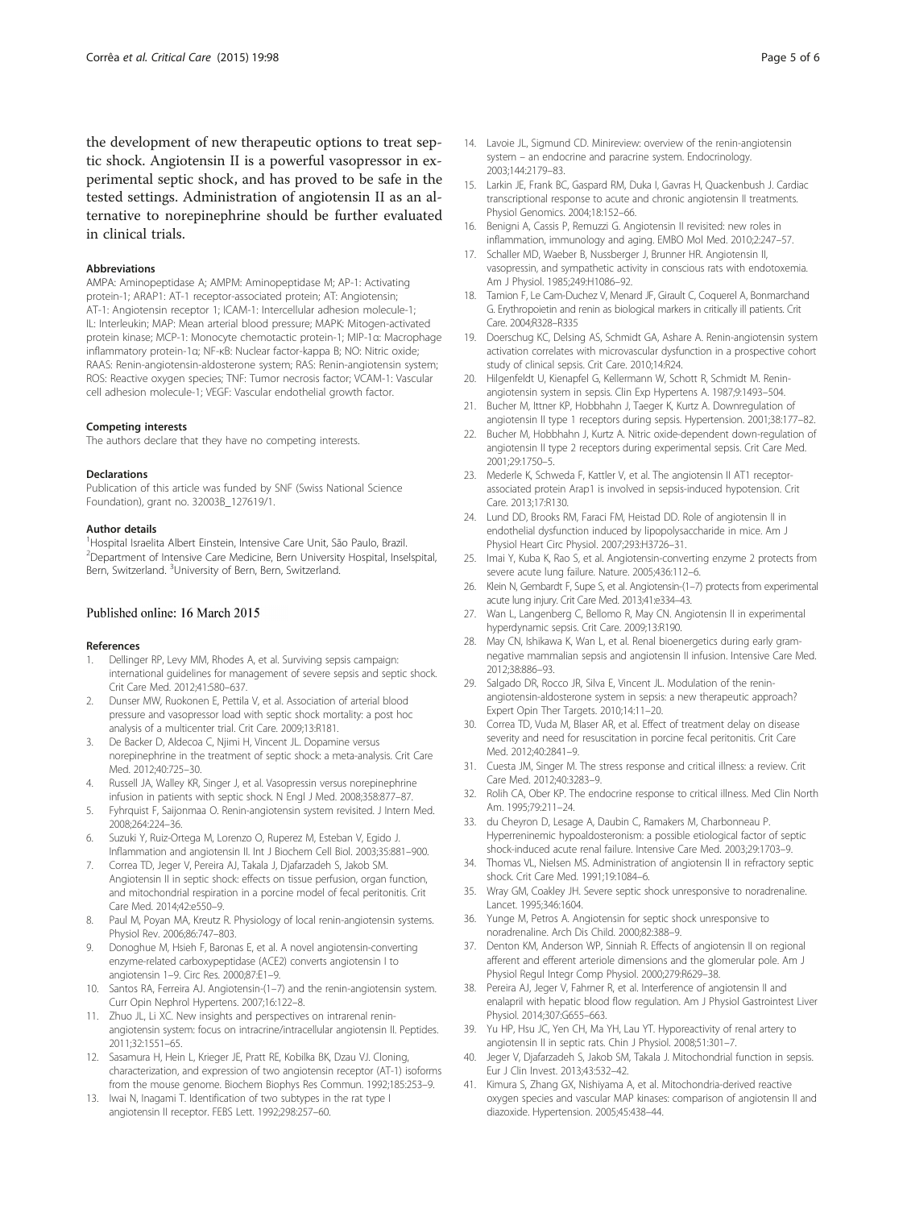the development of new therapeutic options to treat septic shock. Angiotensin II is a powerful vasopressor in experimental septic shock, and has proved to be safe in the tested settings. Administration of angiotensin II as an alternative to norepinephrine should be further evaluated in clinical trials.

#### Abbreviations

AMPA: Aminopeptidase A; AMPM: Aminopeptidase M; AP-1: Activating protein-1; ARAP1: AT-1 receptor-associated protein; AT: Angiotensin; AT-1: Angiotensin receptor 1; ICAM-1: Intercellular adhesion molecule-1; IL: Interleukin; MAP: Mean arterial blood pressure; MAPK: Mitogen-activated protein kinase; MCP-1: Monocyte chemotactic protein-1; MIP-1α: Macrophage inflammatory protein-1α; NF-κB: Nuclear factor-kappa B; NO: Nitric oxide; RAAS: Renin-angiotensin-aldosterone system; RAS: Renin-angiotensin system; ROS: Reactive oxygen species; TNF: Tumor necrosis factor; VCAM-1: Vascular cell adhesion molecule-1; VEGF: Vascular endothelial growth factor.

#### Competing interests

The authors declare that they have no competing interests.

#### Declarations

Publication of this article was funded by SNF (Swiss National Science Foundation), grant no. 32003B_127619/1.

#### Author details

[1]Hospital Israelita Albert Einstein, Intensive Care Unit, São Paulo, Brazil. [2]Department of Intensive Care Medicine, Bern University Hospital, Inselspital, Bern, Switzerland. [3]University of Bern, Bern, Switzerland.

Published online: 16 March 2015

#### References

1. Dellinger RP, Levy MM, Rhodes A, et al. Surviving sepsis campaign: international guidelines for management of severe sepsis and septic shock. Crit Care Med. 2012;41:580–637.
2. Dunser MW, Ruokonen E, Pettila V, et al. Association of arterial blood pressure and vasopressor load with septic shock mortality: a post hoc analysis of a multicenter trial. Crit Care. 2009;13:R181.
3. De Backer D, Aldecoa C, Njimi H, Vincent JL. Dopamine versus norepinephrine in the treatment of septic shock: a meta-analysis. Crit Care Med. 2012;40:725–30.
4. Russell JA, Walley KR, Singer J, et al. Vasopressin versus norepinephrine infusion in patients with septic shock. N Engl J Med. 2008;358:877–87.
5. Fyhrquist F, Saijonmaa O. Renin-angiotensin system revisited. J Intern Med. 2008;264:224–36.
6. Suzuki Y, Ruiz-Ortega M, Lorenzo O, Ruperez M, Esteban V, Egido J. Inflammation and angiotensin II. Int J Biochem Cell Biol. 2003;35:881–900.
7. Correa TD, Jeger V, Pereira AJ, Takala J, Djafarzadeh S, Jakob SM. Angiotensin II in septic shock: effects on tissue perfusion, organ function, and mitochondrial respiration in a porcine model of fecal peritonitis. Crit Care Med. 2014;42:e550–9.
8. Paul M, Poyan MA, Kreutz R. Physiology of local renin-angiotensin systems. Physiol Rev. 2006;86:747–803.
9. Donoghue M, Hsieh F, Baronas E, et al. A novel angiotensin-converting enzyme-related carboxypeptidase (ACE2) converts angiotensin I to angiotensin 1–9. Circ Res. 2000;87:E1–9.
10. Santos RA, Ferreira AJ. Angiotensin-(1–7) and the renin-angiotensin system. Curr Opin Nephrol Hypertens. 2007;16:122–8.
11. Zhuo JL, Li XC. New insights and perspectives on intrarenal renin-angiotensin system: focus on intracrine/intracellular angiotensin II. Peptides. 2011;32:1551–65.
12. Sasamura H, Hein L, Krieger JE, Pratt RE, Kobilka BK, Dzau VJ. Cloning, characterization, and expression of two angiotensin receptor (AT-1) isoforms from the mouse genome. Biochem Biophys Res Commun. 1992;185:253–9.
13. Iwai N, Inagami T. Identification of two subtypes in the rat type I angiotensin II receptor. FEBS Lett. 1992;298:257–60.
14. Lavoie JL, Sigmund CD. Minireview: overview of the renin-angiotensin system – an endocrine and paracrine system. Endocrinology. 2003;144:2179–83.
15. Larkin JE, Frank BC, Gaspard RM, Duka I, Gavras H, Quackenbush J. Cardiac transcriptional response to acute and chronic angiotensin II treatments. Physiol Genomics. 2004;18:152–66.
16. Benigni A, Cassis P, Remuzzi G. Angiotensin II revisited: new roles in inflammation, immunology and aging. EMBO Mol Med. 2010;2:247–57.
17. Schaller MD, Waeber B, Nussberger J, Brunner HR. Angiotensin II, vasopressin, and sympathetic activity in conscious rats with endotoxemia. Am J Physiol. 1985;249:H1086–92.
18. Tamion F, Le Cam-Duchez V, Menard JF, Girault C, Coquerel A, Bonmarchand G. Erythropoietin and renin as biological markers in critically ill patients. Crit Care. 2004;R328–R335
19. Doerschug KC, Delsing AS, Schmidt GA, Ashare A. Renin-angiotensin system activation correlates with microvascular dysfunction in a prospective cohort study of clinical sepsis. Crit Care. 2010;14:R24.
20. Hilgenfeldt U, Kienapfel G, Kellermann W, Schott R, Schmidt M. Renin-angiotensin system in sepsis. Clin Exp Hypertens A. 1987;9:1493–504.
21. Bucher M, Ittner KP, Hobbhahn J, Taeger K, Kurtz A. Downregulation of angiotensin II type 1 receptors during sepsis. Hypertension. 2001;38:177–82.
22. Bucher M, Hobbhahn J, Kurtz A. Nitric oxide-dependent down-regulation of angiotensin II type 2 receptors during experimental sepsis. Crit Care Med. 2001;29:1750–5.
23. Mederle K, Schweda F, Kattler V, et al. The angiotensin II AT1 receptor-associated protein Arap1 is involved in sepsis-induced hypotension. Crit Care. 2013;17:R130.
24. Lund DD, Brooks RM, Faraci FM, Heistad DD. Role of angiotensin II in endothelial dysfunction induced by lipopolysaccharide in mice. Am J Physiol Heart Circ Physiol. 2007;293:H3726–31.
25. Imai Y, Kuba K, Rao S, et al. Angiotensin-converting enzyme 2 protects from severe acute lung failure. Nature. 2005;436:112–6.
26. Klein N, Gembardt F, Supe S, et al. Angiotensin-(1–7) protects from experimental acute lung injury. Crit Care Med. 2013;41:e334–43.
27. Wan L, Langenberg C, Bellomo R, May CN. Angiotensin II in experimental hyperdynamic sepsis. Crit Care. 2009;13:R190.
28. May CN, Ishikawa K, Wan L, et al. Renal bioenergetics during early gram-negative mammalian sepsis and angiotensin II infusion. Intensive Care Med. 2012;38:886–93.
29. Salgado DR, Rocco JR, Silva E, Vincent JL. Modulation of the renin-angiotensin-aldosterone system in sepsis: a new therapeutic approach? Expert Opin Ther Targets. 2010;14:11–20.
30. Correa TD, Vuda M, Blaser AR, et al. Effect of treatment delay on disease severity and need for resuscitation in porcine fecal peritonitis. Crit Care Med. 2012;40:2841–9.
31. Cuesta JM, Singer M. The stress response and critical illness: a review. Crit Care Med. 2012;40:3283–9.
32. Rolih CA, Ober KP. The endocrine response to critical illness. Med Clin North Am. 1995;79:211–24.
33. du Cheyron D, Lesage A, Daubin C, Ramakers M, Charbonneau P. Hyperreninemic hypoaldosteronism: a possible etiological factor of septic shock-induced acute renal failure. Intensive Care Med. 2003;29:1703–9.
34. Thomas VL, Nielsen MS. Administration of angiotensin II in refractory septic shock. Crit Care Med. 1991;19:1084–6.
35. Wray GM, Coakley JH. Severe septic shock unresponsive to noradrenaline. Lancet. 1995;346:1604.
36. Yunge M, Petros A. Angiotensin for septic shock unresponsive to noradrenaline. Arch Dis Child. 2000;82:388–9.
37. Denton KM, Anderson WP, Sinniah R. Effects of angiotensin II on regional afferent and efferent arteriole dimensions and the glomerular pole. Am J Physiol Regul Integr Comp Physiol. 2000;279:R629–38.
38. Pereira AJ, Jeger V, Fahrner R, et al. Interference of angiotensin II and enalapril with hepatic blood flow regulation. Am J Physiol Gastrointest Liver Physiol. 2014;307:G655–663.
39. Yu HP, Hsu JC, Yen CH, Ma YH, Lau YT. Hyporeactivity of renal artery to angiotensin II in septic rats. Chin J Physiol. 2008;51:301–7.
40. Jeger V, Djafarzadeh S, Jakob SM, Takala J. Mitochondrial function in sepsis. Eur J Clin Invest. 2013;43:532–42.
41. Kimura S, Zhang GX, Nishiyama A, et al. Mitochondria-derived reactive oxygen species and vascular MAP kinases: comparison of angiotensin II and diazoxide. Hypertension. 2005;45:438–44.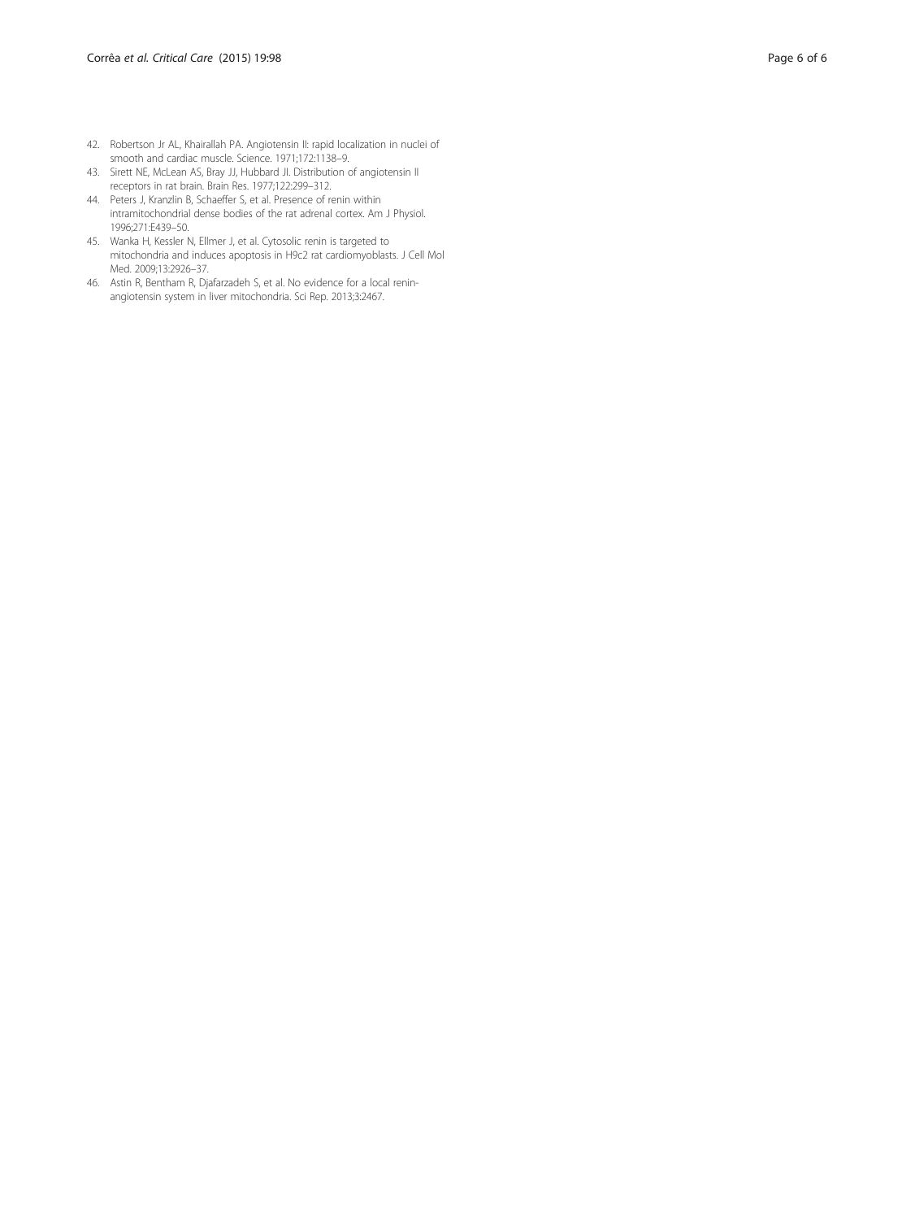42. Robertson Jr AL, Khairallah PA. Angiotensin II: rapid localization in nuclei of smooth and cardiac muscle. Science. 1971;172:1138–9.
43. Sirett NE, McLean AS, Bray JJ, Hubbard JI. Distribution of angiotensin II receptors in rat brain. Brain Res. 1977;122:299–312.
44. Peters J, Kranzlin B, Schaeffer S, et al. Presence of renin within intramitochondrial dense bodies of the rat adrenal cortex. Am J Physiol. 1996;271:E439–50.
45. Wanka H, Kessler N, Ellmer J, et al. Cytosolic renin is targeted to mitochondria and induces apoptosis in H9c2 rat cardiomyoblasts. J Cell Mol Med. 2009;13:2926–37.
46. Astin R, Bentham R, Djafarzadeh S, et al. No evidence for a local renin-angiotensin system in liver mitochondria. Sci Rep. 2013;3:2467.